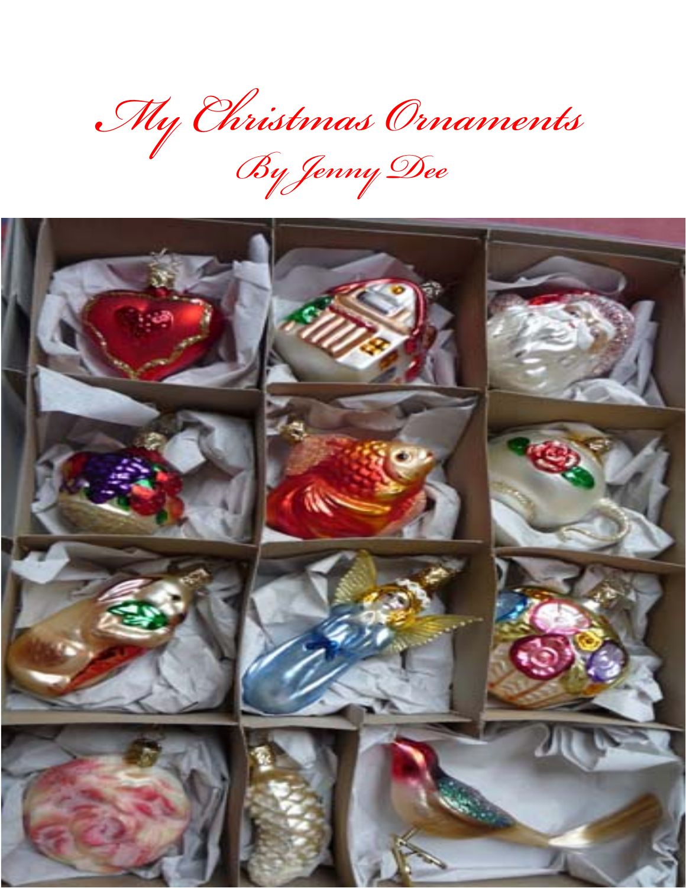# My Christmas Ornaments

## By Jenny Dee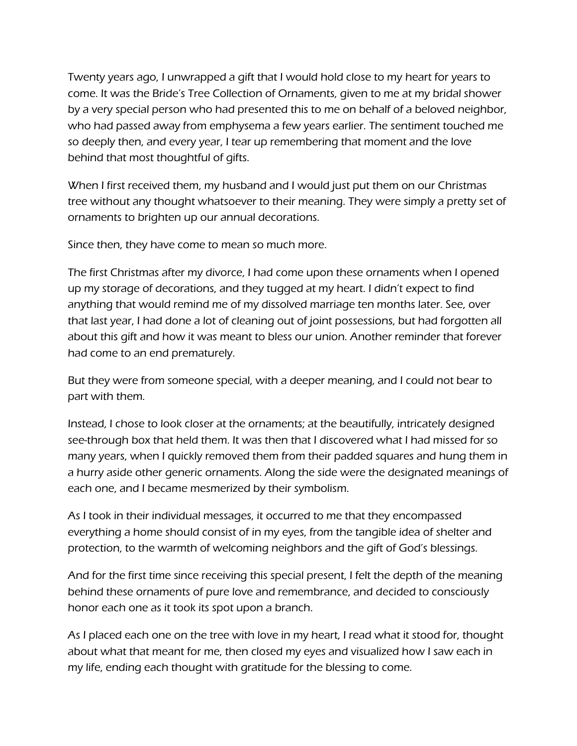Twenty years ago, I unwrapped a gift that I would hold close to my heart for years to come. It was the Bride's Tree Collection of Ornaments, given to me at my bridal shower by a very special person who had presented this to me on behalf of a beloved neighbor, who had passed away from emphysema a few years earlier. The sentiment touched me so deeply then, and every year, I tear up remembering that moment and the love behind that most thoughtful of gifts.

When I first received them, my husband and I would just put them on our Christmas tree without any thought whatsoever to their meaning. They were simply a pretty set of ornaments to brighten up our annual decorations.

Since then, they have come to mean so much more.

The first Christmas after my divorce, I had come upon these ornaments when I opened up my storage of decorations, and they tugged at my heart. I didn't expect to find anything that would remind me of my dissolved marriage ten months later. See, over that last year, I had done a lot of cleaning out of joint possessions, but had forgotten all about this gift and how it was meant to bless our union. Another reminder that forever had come to an end prematurely.

But they were from someone special, with a deeper meaning, and I could not bear to part with them.

Instead, I chose to look closer at the ornaments; at the beautifully, intricately designed see-through box that held them. It was then that I discovered what I had missed for so many years, when I quickly removed them from their padded squares and hung them in a hurry aside other generic ornaments. Along the side were the designated meanings of each one, and I became mesmerized by their symbolism.

As I took in their individual messages, it occurred to me that they encompassed everything a home should consist of in my eyes, from the tangible idea of shelter and protection, to the warmth of welcoming neighbors and the gift of God's blessings.

And for the first time since receiving this special present, I felt the depth of the meaning behind these ornaments of pure love and remembrance, and decided to consciously honor each one as it took its spot upon a branch.

As I placed each one on the tree with love in my heart, I read what it stood for, thought about what that meant for me, then closed my eyes and visualized how I saw each in my life, ending each thought with gratitude for the blessing to come.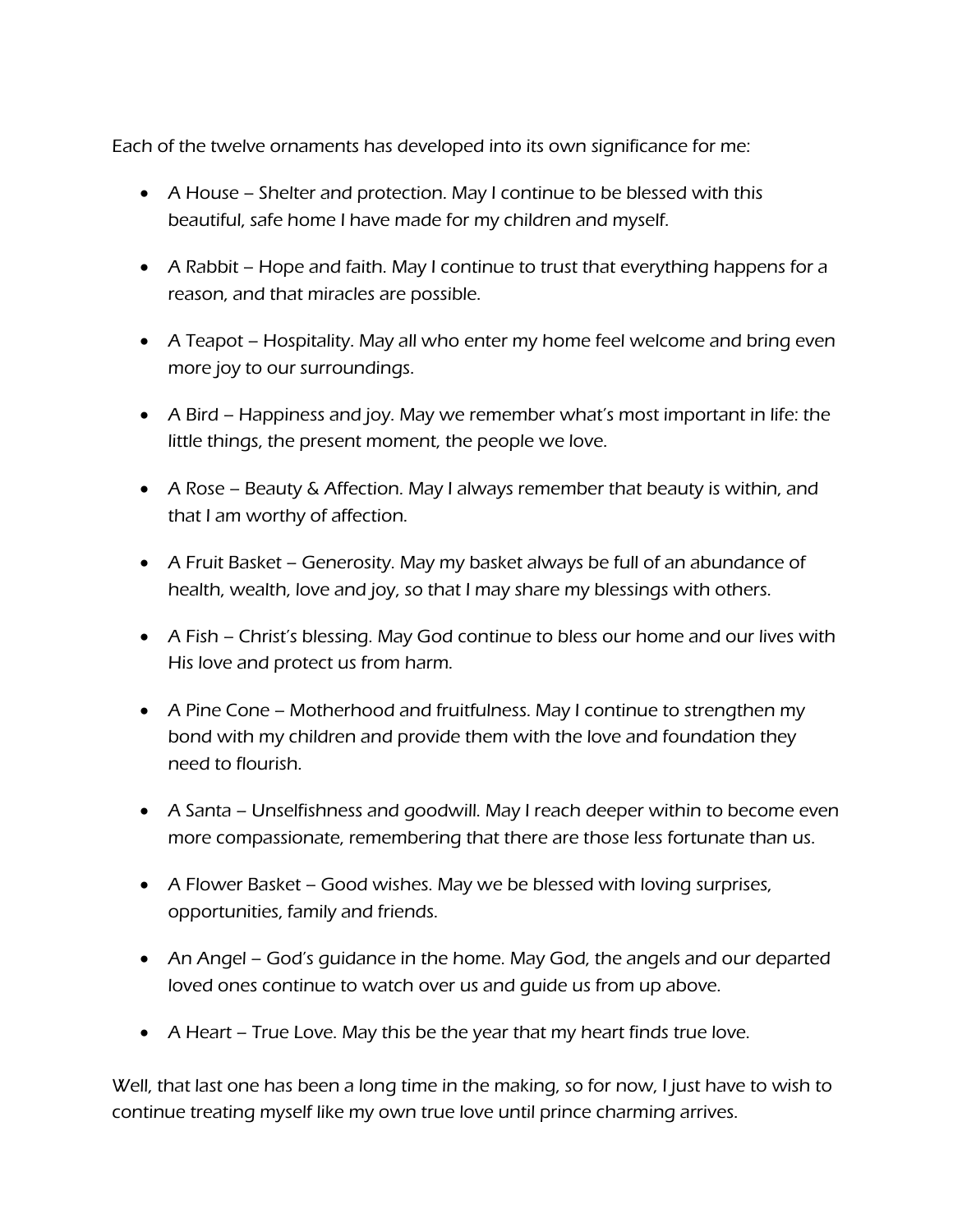Each of the twelve ornaments has developed into its own significance for me:

- A House – Shelter and protection. May I continue to be blessed with this beautiful, safe home I have made for my children and myself.
- A Rabbit – Hope and faith. May I continue to trust that everything happens for a reason, and that miracles are possible.
- A Teapot – Hospitality. May all who enter my home feel welcome and bring even more joy to our surroundings.
- A Bird – Happiness and joy. May we remember what's most important in life: the little things, the present moment, the people we love.
- A Rose – Beauty & Affection. May I always remember that beauty is within, and that I am worthy of affection.
- A Fruit Basket – Generosity. May my basket always be full of an abundance of health, wealth, love and joy, so that I may share my blessings with others.
- A Fish – Christ's blessing. May God continue to bless our home and our lives with His love and protect us from harm.
- A Pine Cone – Motherhood and fruitfulness. May I continue to strengthen my bond with my children and provide them with the love and foundation they need to flourish.
- A Santa – Unselfishness and goodwill. May I reach deeper within to become even more compassionate, remembering that there are those less fortunate than us.
- A Flower Basket – Good wishes. May we be blessed with loving surprises, opportunities, family and friends.
- An Angel – God's guidance in the home. May God, the angels and our departed loved ones continue to watch over us and guide us from up above.
- A Heart – True Love. May this be the year that my heart finds true love.

Well, that last one has been a long time in the making, so for now, I just have to wish to continue treating myself like my own true love until prince charming arrives.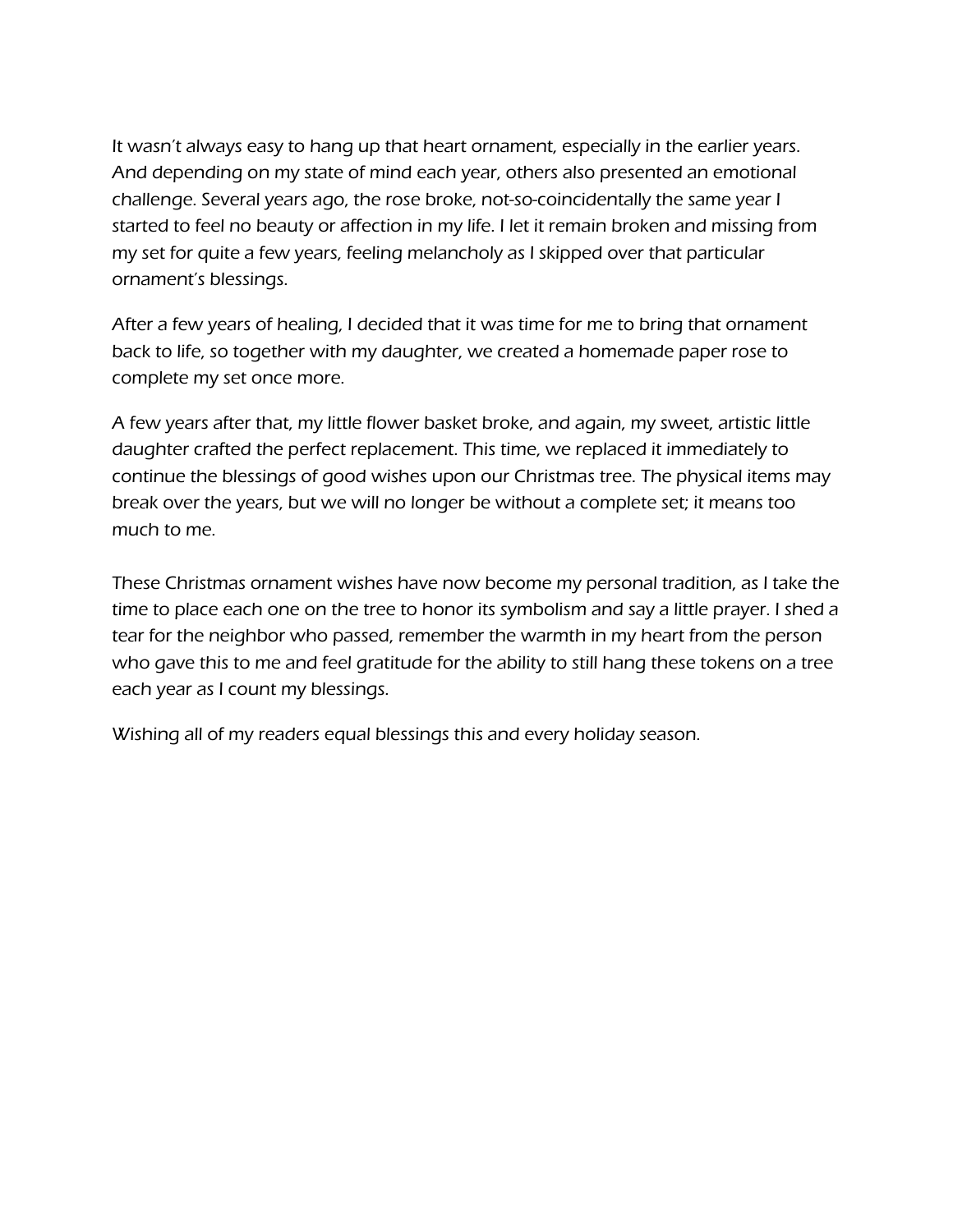It wasn't always easy to hang up that heart ornament, especially in the earlier years. And depending on my state of mind each year, others also presented an emotional challenge. Several years ago, the rose broke, not-so-coincidentally the same year I started to feel no beauty or affection in my life. I let it remain broken and missing from my set for quite a few years, feeling melancholy as I skipped over that particular ornament's blessings.

After a few years of healing, I decided that it was time for me to bring that ornament back to life, so together with my daughter, we created a homemade paper rose to complete my set once more.

A few years after that, my little flower basket broke, and again, my sweet, artistic little daughter crafted the perfect replacement. This time, we replaced it immediately to continue the blessings of good wishes upon our Christmas tree. The physical items may break over the years, but we will no longer be without a complete set; it means too much to me.

These Christmas ornament wishes have now become my personal tradition, as I take the time to place each one on the tree to honor its symbolism and say a little prayer. I shed a tear for the neighbor who passed, remember the warmth in my heart from the person who gave this to me and feel gratitude for the ability to still hang these tokens on a tree each year as I count my blessings.

Wishing all of my readers equal blessings this and every holiday season.